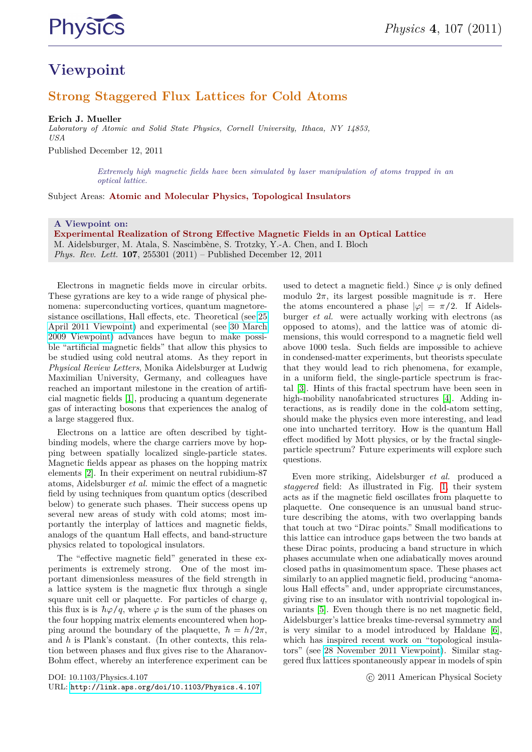# Viewpoint

## Strong Staggered Flux Lattices for Cold Atoms

**Erich J. Mueller**
*Laboratory of Atomic and Solid State Physics, Cornell University, Ithaca, NY 14853, USA*

Published December 12, 2011

*Extremely high magnetic fields have been simulated by laser manipulation of atoms trapped in an optical lattice.*

Subject Areas: **Atomic and Molecular Physics, Topological Insulators**

**A Viewpoint on:**
**Experimental Realization of Strong Effective Magnetic Fields in an Optical Lattice**
M. Aidelsburger, M. Atala, S. Nascimbène, S. Trotzky, Y.-A. Chen, and I. Bloch
*Phys. Rev. Lett.* **107**, 255301 (2011) – Published December 12, 2011

Electrons in magnetic fields move in circular orbits. These gyrations are key to a wide range of physical phenomena: superconducting vortices, quantum magnetoresistance oscillations, Hall effects, etc. Theoretical (see 25 April 2011 Viewpoint) and experimental (see 30 March 2009 Viewpoint) advances have begun to make possible "artificial magnetic fields" that allow this physics to be studied using cold neutral atoms. As they report in *Physical Review Letters*, Monika Aidelsburger at Ludwig Maximilian University, Germany, and colleagues have reached an important milestone in the creation of artificial magnetic fields [1], producing a quantum degenerate gas of interacting bosons that experiences the analog of a large staggered flux.

Electrons on a lattice are often described by tight-binding models, where the charge carriers move by hopping between spatially localized single-particle states. Magnetic fields appear as phases on the hopping matrix elements [2]. In their experiment on neutral rubidium-87 atoms, Aidelsburger *et al.* mimic the effect of a magnetic field by using techniques from quantum optics (described below) to generate such phases. Their success opens up several new areas of study with cold atoms; most importantly the interplay of lattices and magnetic fields, analogs of the quantum Hall effects, and band-structure physics related to topological insulators.

The "effective magnetic field" generated in these experiments is extremely strong. One of the most important dimensionless measures of the field strength in a lattice system is the magnetic flux through a single square unit cell or plaquette. For particles of charge $q$, this flux is is $\hbar\varphi/q$, where $\varphi$ is the sum of the phases on the four hopping matrix elements encountered when hopping around the boundary of the plaquette, $\hbar = h/2\pi$, and $h$ is Plank's constant. (In other contexts, this relation between phases and flux gives rise to the Aharanov-Bohm effect, whereby an interference experiment can be used to detect a magnetic field.) Since $\varphi$ is only defined modulo $2\pi$, its largest possible magnitude is $\pi$. Here the atoms encountered a phase $|\varphi| = \pi/2$. If Aidelsburger *et al.* were actually working with electrons (as opposed to atoms), and the lattice was of atomic dimensions, this would correspond to a magnetic field well above 1000 tesla. Such fields are impossible to achieve in condensed-matter experiments, but theorists speculate that they would lead to rich phenomena, for example, in a uniform field, the single-particle spectrum is fractal [3]. Hints of this fractal spectrum have been seen in high-mobility nanofabricated structures [4]. Adding interactions, as is readily done in the cold-atom setting, should make the physics even more interesting, and lead one into uncharted territory. How is the quantum Hall effect modified by Mott physics, or by the fractal single-particle spectrum? Future experiments will explore such questions.

Even more striking, Aidelsburger *et al.* produced a *staggered* field: As illustrated in Fig. 1, their system acts as if the magnetic field oscillates from plaquette to plaquette. One consequence is an unusual band structure describing the atoms, with two overlapping bands that touch at two "Dirac points." Small modifications to this lattice can introduce gaps between the two bands at these Dirac points, producing a band structure in which phases accumulate when one adiabatically moves around closed paths in quasimomentum space. These phases act similarly to an applied magnetic field, producing "anomalous Hall effects" and, under appropriate circumstances, giving rise to an insulator with nontrivial topological invariants [5]. Even though there is no net magnetic field, Aidelsburger's lattice breaks time-reversal symmetry and is very similar to a model introduced by Haldane [6], which has inspired recent work on "topological insulators" (see 28 November 2011 Viewpoint). Similar staggered flux lattices spontaneously appear in models of spin

DOI: 10.1103/Physics.4.107
URL: http://link.aps.org/doi/10.1103/Physics.4.107

© 2011 American Physical Society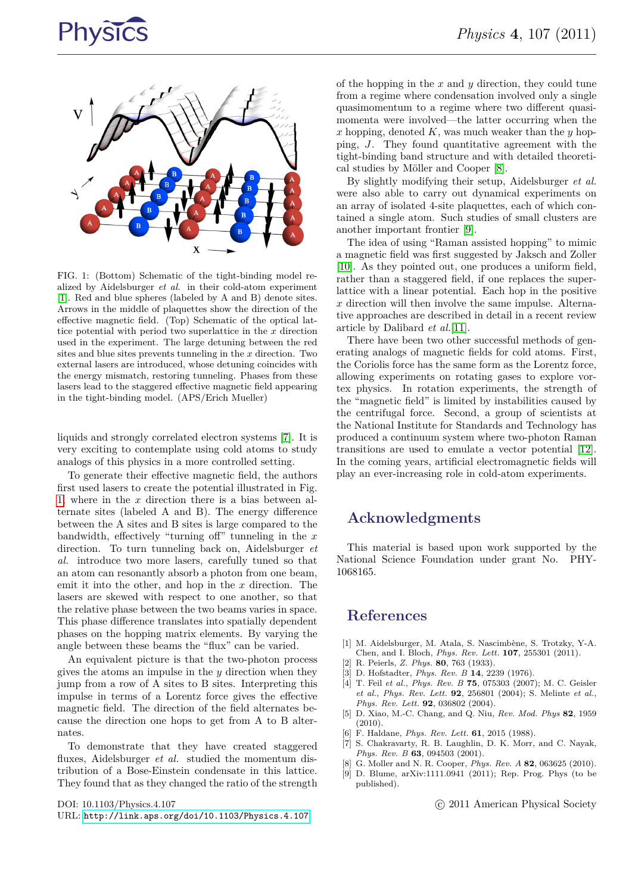FIG. 1: (Bottom) Schematic of the tight-binding model realized by Aidelsburger *et al.* in their cold-atom experiment [1]. Red and blue spheres (labeled by A and B) denote sites. Arrows in the middle of plaquettes show the direction of the effective magnetic field. (Top) Schematic of the optical lattice potential with period two superlattice in the $x$ direction used in the experiment. The large detuning between the red sites and blue sites prevents tunneling in the $x$ direction. Two external lasers are introduced, whose detuning coincides with the energy mismatch, restoring tunneling. Phases from these lasers lead to the staggered effective magnetic field appearing in the tight-binding model. (APS/Erich Mueller)

liquids and strongly correlated electron systems [7]. It is very exciting to contemplate using cold atoms to study analogs of this physics in a more controlled setting.

To generate their effective magnetic field, the authors first used lasers to create the potential illustrated in Fig. 1, where in the $x$ direction there is a bias between alternate sites (labeled A and B). The energy difference between the A sites and B sites is large compared to the bandwidth, effectively "turning off" tunneling in the $x$ direction. To turn tunneling back on, Aidelsburger *et al.* introduce two more lasers, carefully tuned so that an atom can resonantly absorb a photon from one beam, emit it into the other, and hop in the $x$ direction. The lasers are skewed with respect to one another, so that the relative phase between the two beams varies in space. This phase difference translates into spatially dependent phases on the hopping matrix elements. By varying the angle between these beams the "flux" can be varied.

An equivalent picture is that the two-photon process gives the atoms an impulse in the $y$ direction when they jump from a row of A sites to B sites. Interpreting this impulse in terms of a Lorentz force gives the effective magnetic field. The direction of the field alternates because the direction one hops to get from A to B alternates.

To demonstrate that they have created staggered fluxes, Aidelsburger *et al.* studied the momentum distribution of a Bose-Einstein condensate in this lattice. They found that as they changed the ratio of the strength of the hopping in the $x$ and $y$ direction, they could tune from a regime where condensation involved only a single quasimomentum to a regime where two different quasimomenta were involved—the latter occurring when the $x$ hopping, denoted $K$, was much weaker than the $y$ hopping, $J$. They found quantitative agreement with the tight-binding band structure and with detailed theoretical studies by Möller and Cooper [8].

By slightly modifying their setup, Aidelsburger *et al.* were also able to carry out dynamical experiments on an array of isolated 4-site plaquettes, each of which contained a single atom. Such studies of small clusters are another important frontier [9].

The idea of using "Raman assisted hopping" to mimic a magnetic field was first suggested by Jaksch and Zoller [10]. As they pointed out, one produces a uniform field, rather than a staggered field, if one replaces the superlattice with a linear potential. Each hop in the positive $x$ direction will then involve the same impulse. Alternative approaches are described in detail in a recent review article by Dalibard *et al.*[11].

There have been two other successful methods of generating analogs of magnetic fields for cold atoms. First, the Coriolis force has the same form as the Lorentz force, allowing experiments on rotating gases to explore vortex physics. In rotation experiments, the strength of the "magnetic field" is limited by instabilities caused by the centrifugal force. Second, a group of scientists at the National Institute for Standards and Technology has produced a continuum system where two-photon Raman transitions are used to emulate a vector potential [12]. In the coming years, artificial electromagnetic fields will play an ever-increasing role in cold-atom experiments.

## Acknowledgments

This material is based upon work supported by the National Science Foundation under grant No. PHY-1068165.

## References

[1] M. Aidelsburger, M. Atala, S. Nascimbène, S. Trotzky, Y-A. Chen, and I. Bloch, *Phys. Rev. Lett.* **107**, 255301 (2011).
[2] R. Peierls, *Z. Phys.* **80**, 763 (1933).
[3] D. Hofstadter, *Phys. Rev. B* **14**, 2239 (1976).
[4] T. Feil *et al.*, *Phys. Rev. B* **75**, 075303 (2007); M. C. Geisler *et al.*, *Phys. Rev. Lett.* **92**, 256801 (2004); S. Melinte *et al.*, *Phys. Rev. Lett.* **92**, 036802 (2004).
[5] D. Xiao, M.-C. Chang, and Q. Niu, *Rev. Mod. Phys* **82**, 1959 (2010).
[6] F. Haldane, *Phys. Rev. Lett.* **61**, 2015 (1988).
[7] S. Chakravarty, R. B. Laughlin, D. K. Morr, and C. Nayak, *Phys. Rev. B* **63**, 094503 (2001).
[8] G. Moller and N. R. Cooper, *Phys. Rev. A* **82**, 063625 (2010).
[9] D. Blume, arXiv:1111.0941 (2011); Rep. Prog. Phys (to be published).

DOI: 10.1103/Physics.4.107
URL: http://link.aps.org/doi/10.1103/Physics.4.107

© 2011 American Physical Society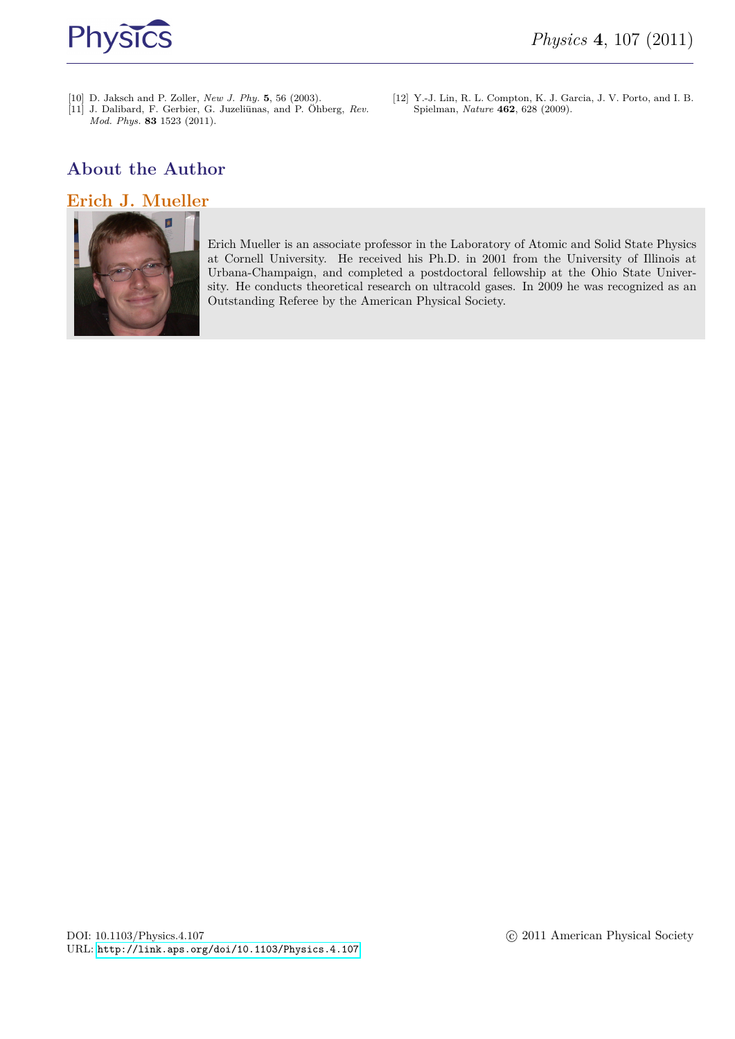[10] D. Jaksch and P. Zoller, *New J. Phy.* **5**, 56 (2003).

[11] J. Dalibard, F. Gerbier, G. Juzeliūnas, and P. Öhberg, *Rev. Mod. Phys.* **83** 1523 (2011).

[12] Y.-J. Lin, R. L. Compton, K. J. Garcia, J. V. Porto, and I. B. Spielman, *Nature* **462**, 628 (2009).

## About the Author

### Erich J. Mueller

Erich Mueller is an associate professor in the Laboratory of Atomic and Solid State Physics at Cornell University. He received his Ph.D. in 2001 from the University of Illinois at Urbana-Champaign, and completed a postdoctoral fellowship at the Ohio State University. He conducts theoretical research on ultracold gases. In 2009 he was recognized as an Outstanding Referee by the American Physical Society.

DOI: 10.1103/Physics.4.107
URL: http://link.aps.org/doi/10.1103/Physics.4.107

© 2011 American Physical Society